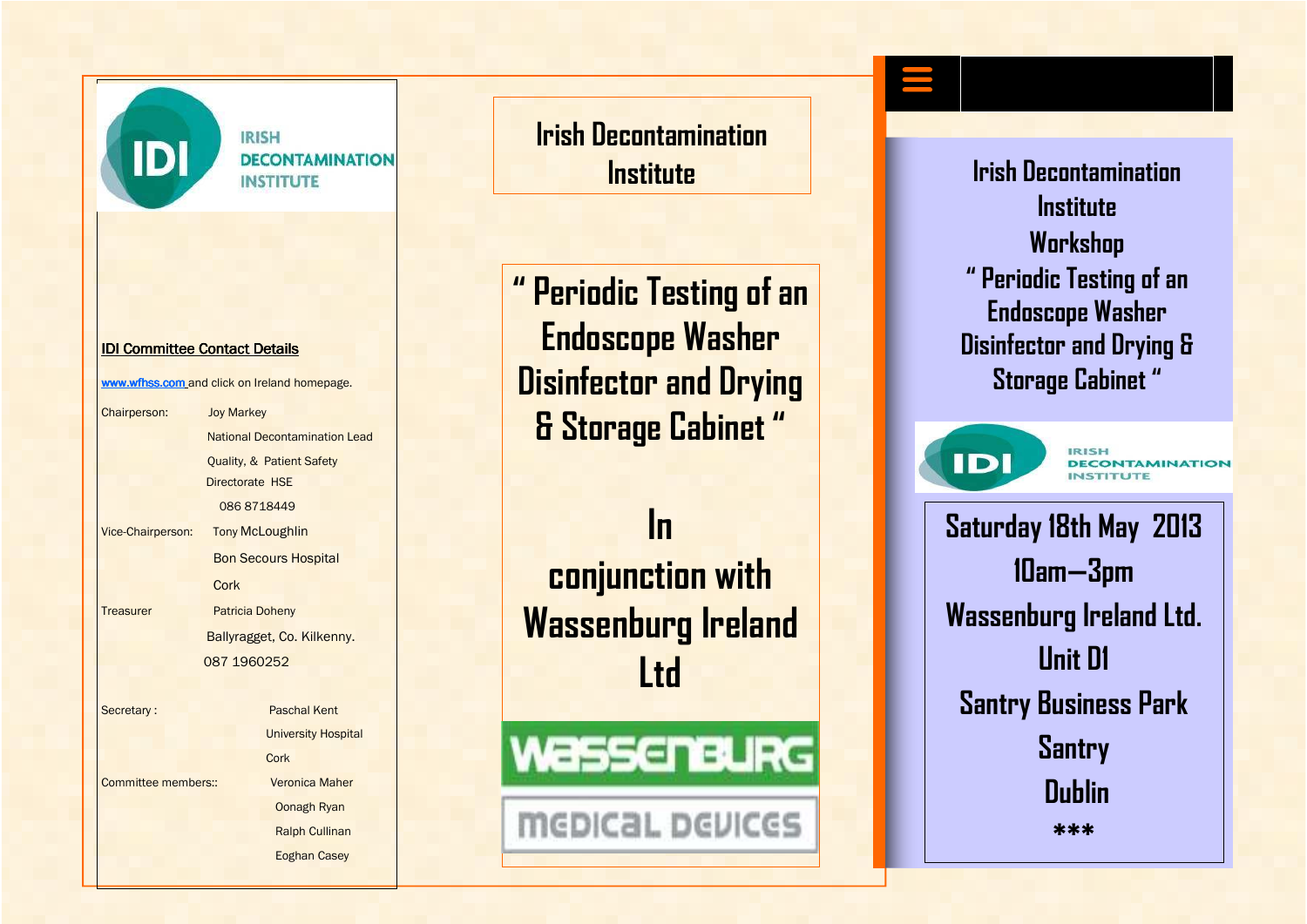IRISH DECONTAMINATION INSTITUTE

**IDI Committee Contact Details**

www.wfhss.com and click on Ireland homepage.

| | |
|---|---|
| Chairperson: | Joy Markey<br>National Decontamination Lead<br>Quality, & Patient Safety<br>Directorate HSE<br>086 8718449 |
| Vice-Chairperson: | Tony McLoughlin<br>Bon Secours Hospital<br>Cork |
| Treasurer | Patricia Doheny<br>Ballyragget, Co. Kilkenny.<br>087 1960252 |
| Secretary : | Paschal Kent<br>University Hospital<br>Cork |
| Committee members:: | Veronica Maher<br>Oonagh Ryan<br>Ralph Cullinan<br>Eoghan Casey |

# Irish Decontamination Institute

## " Periodic Testing of an Endoscope Washer Disinfector and Drying & Storage Cabinet "

## In conjunction with Wassenburg Ireland Ltd

WASSENBURG

MEDICAL DEVICES

# Irish Decontamination Institute Workshop " Periodic Testing of an Endoscope Washer Disinfector and Drying & Storage Cabinet "

IRISH DECONTAMINATION INSTITUTE

**Saturday 18th May 2013**

**10am—3pm**

**Wassenburg Ireland Ltd.**

**Unit D1**

**Santry Business Park**

**Santry**

**Dublin**

***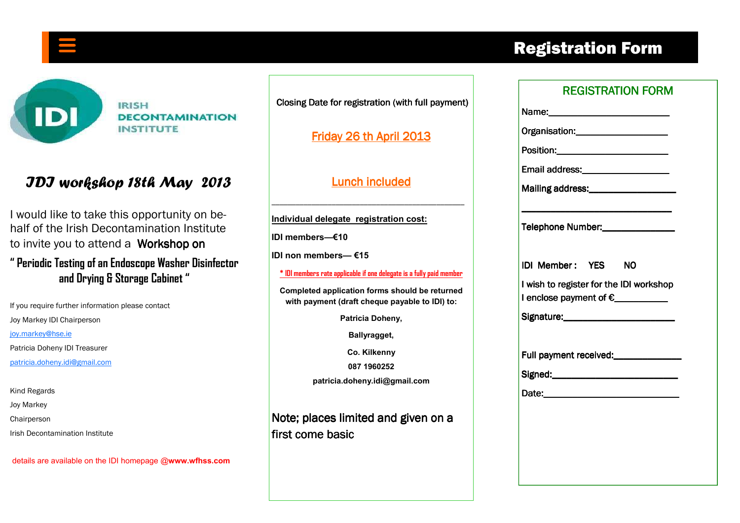# Registration Form

IRISH DECONTAMINATION INSTITUTE

## *IDI workshop 18th May 2013*

I would like to take this opportunity on behalf of the Irish Decontamination Institute to invite you to attend a **Workshop on**

**" Periodic Testing of an Endoscope Washer Disinfector and Drying & Storage Cabinet "**

If you require further information please contact

Joy Markey IDI Chairperson

joy.markey@hse.ie

Patricia Doheny IDI Treasurer

patricia.doheny.idi@gmail.com

Kind Regards

Joy Markey

Chairperson

Irish Decontamination Institute

details are available on the IDI homepage @**www.wfhss.com**

---

Closing Date for registration (with full payment)

Friday 26 th April 2013

Lunch included

---

**Individual delegate registration cost:**

**IDI members—€10**

**IDI non members— €15**

**\* IDI members rate applicable if one delegate is a fully paid member**

**Completed application forms should be returned with payment (draft cheque payable to IDI) to:**

**Patricia Doheny,**

**Ballyragget,**

**Co. Kilkenny**

**087 1960252**

**patricia.doheny.idi@gmail.com**

Note; places limited and given on a first come basic

---

## REGISTRATION FORM

Name:_______________________

Organisation:_________________

Position:_____________________

Email address:________________

Mailing address:_______________

_____________________________

Telephone Number:____________

IDI Member : YES NO

I wish to register for the IDI workshop

I enclose payment of €__________

Signature:____________________

Full payment received:____________

Signed:______________________

Date:_________________________